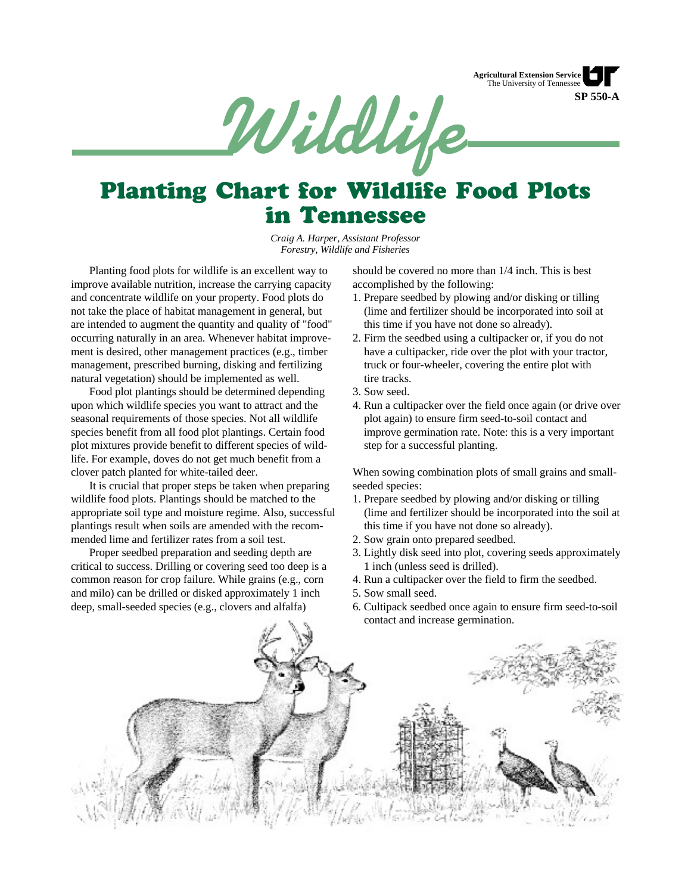Agricultural Extension Service
The University of Tennessee
SP 550-A

# Wildlife

# Planting Chart for Wildlife Food Plots in Tennessee

*Craig A. Harper, Assistant Professor*
*Forestry, Wildlife and Fisheries*

Planting food plots for wildlife is an excellent way to improve available nutrition, increase the carrying capacity and concentrate wildlife on your property. Food plots do not take the place of habitat management in general, but are intended to augment the quantity and quality of "food" occurring naturally in an area. Whenever habitat improvement is desired, other management practices (e.g., timber management, prescribed burning, disking and fertilizing natural vegetation) should be implemented as well.

Food plot plantings should be determined depending upon which wildlife species you want to attract and the seasonal requirements of those species. Not all wildlife species benefit from all food plot plantings. Certain food plot mixtures provide benefit to different species of wildlife. For example, doves do not get much benefit from a clover patch planted for white-tailed deer.

It is crucial that proper steps be taken when preparing wildlife food plots. Plantings should be matched to the appropriate soil type and moisture regime. Also, successful plantings result when soils are amended with the recommended lime and fertilizer rates from a soil test.

Proper seedbed preparation and seeding depth are critical to success. Drilling or covering seed too deep is a common reason for crop failure. While grains (e.g., corn and milo) can be drilled or disked approximately 1 inch deep, small-seeded species (e.g., clovers and alfalfa) should be covered no more than 1/4 inch. This is best accomplished by the following:

1. Prepare seedbed by plowing and/or disking or tilling (lime and fertilizer should be incorporated into soil at this time if you have not done so already).
2. Firm the seedbed using a cultipacker or, if you do not have a cultipacker, ride over the plot with your tractor, truck or four-wheeler, covering the entire plot with tire tracks.
3. Sow seed.
4. Run a cultipacker over the field once again (or drive over plot again) to ensure firm seed-to-soil contact and improve germination rate. Note: this is a very important step for a successful planting.

When sowing combination plots of small grains and small-seeded species:

1. Prepare seedbed by plowing and/or disking or tilling (lime and fertilizer should be incorporated into the soil at this time if you have not done so already).
2. Sow grain onto prepared seedbed.
3. Lightly disk seed into plot, covering seeds approximately 1 inch (unless seed is drilled).
4. Run a cultipacker over the field to firm the seedbed.
5. Sow small seed.
6. Cultipack seedbed once again to ensure firm seed-to-soil contact and increase germination.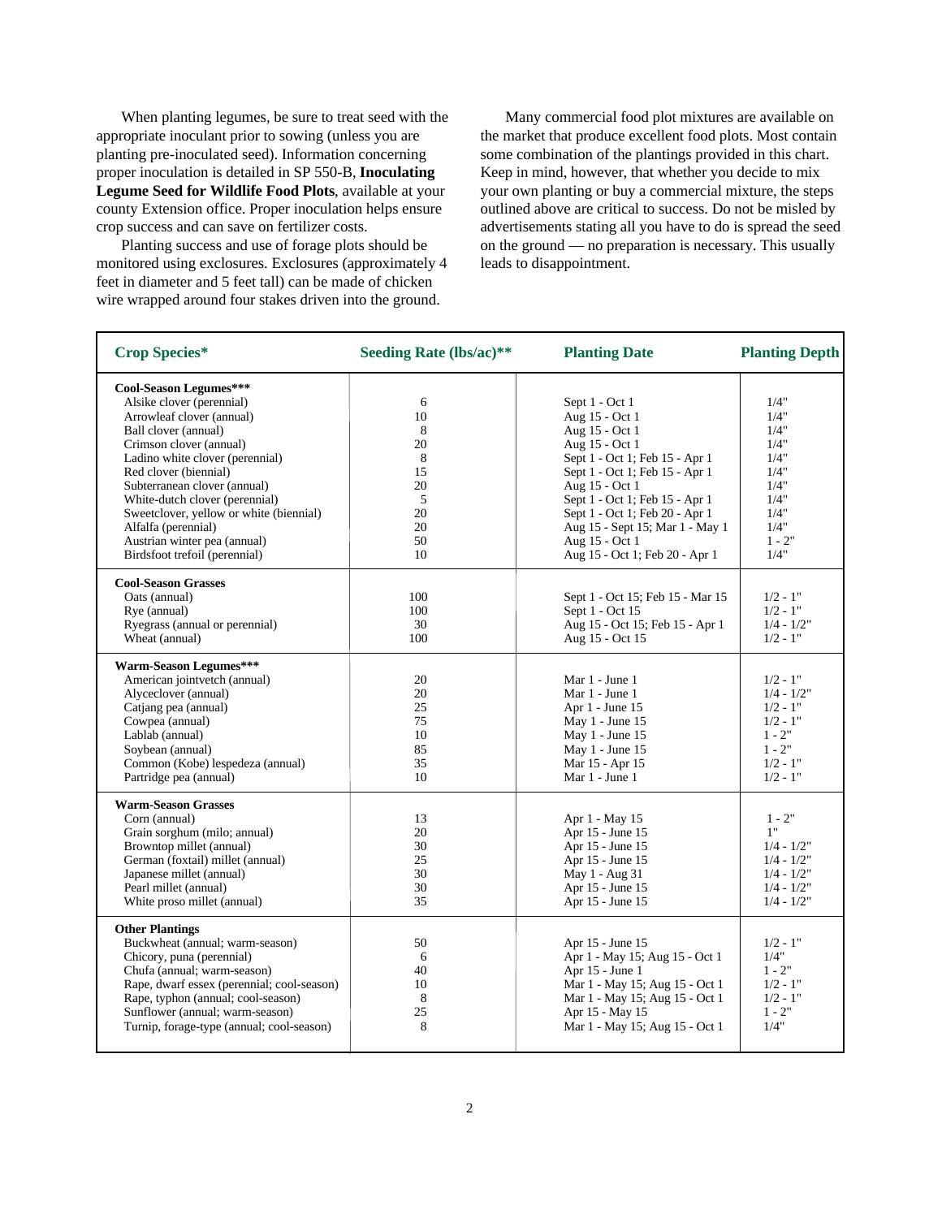When planting legumes, be sure to treat seed with the appropriate inoculant prior to sowing (unless you are planting pre-inoculated seed). Information concerning proper inoculation is detailed in SP 550-B, **Inoculating Legume Seed for Wildlife Food Plots**, available at your county Extension office. Proper inoculation helps ensure crop success and can save on fertilizer costs.

Planting success and use of forage plots should be monitored using exclosures. Exclosures (approximately 4 feet in diameter and 5 feet tall) can be made of chicken wire wrapped around four stakes driven into the ground.

Many commercial food plot mixtures are available on the market that produce excellent food plots. Most contain some combination of the plantings provided in this chart. Keep in mind, however, that whether you decide to mix your own planting or buy a commercial mixture, the steps outlined above are critical to success. Do not be misled by advertisements stating all you have to do is spread the seed on the ground — no preparation is necessary. This usually leads to disappointment.

| Crop Species* | Seeding Rate (lbs/ac)** | Planting Date | Planting Depth |
|---|---|---|---|
| **Cool-Season Legumes*** ** | | | |
| Alsike clover (perennial) | 6 | Sept 1 - Oct 1 | 1/4" |
| Arrowleaf clover (annual) | 10 | Aug 15 - Oct 1 | 1/4" |
| Ball clover (annual) | 8 | Aug 15 - Oct 1 | 1/4" |
| Crimson clover (annual) | 20 | Aug 15 - Oct 1 | 1/4" |
| Ladino white clover (perennial) | 8 | Sept 1 - Oct 1; Feb 15 - Apr 1 | 1/4" |
| Red clover (biennial) | 15 | Sept 1 - Oct 1; Feb 15 - Apr 1 | 1/4" |
| Subterranean clover (annual) | 20 | Aug 15 - Oct 1 | 1/4" |
| White-dutch clover (perennial) | 5 | Sept 1 - Oct 1; Feb 15 - Apr 1 | 1/4" |
| Sweetclover, yellow or white (biennial) | 20 | Sept 1 - Oct 1; Feb 20 - Apr 1 | 1/4" |
| Alfalfa (perennial) | 20 | Aug 15 - Sept 15; Mar 1 - May 1 | 1/4" |
| Austrian winter pea (annual) | 50 | Aug 15 - Oct 1 | 1 - 2" |
| Birdsfoot trefoil (perennial) | 10 | Aug 15 - Oct 1; Feb 20 - Apr 1 | 1/4" |
| **Cool-Season Grasses** | | | |
| Oats (annual) | 100 | Sept 1 - Oct 15; Feb 15 - Mar 15 | 1/2 - 1" |
| Rye (annual) | 100 | Sept 1 - Oct 15 | 1/2 - 1" |
| Ryegrass (annual or perennial) | 30 | Aug 15 - Oct 15; Feb 15 - Apr 1 | 1/4 - 1/2" |
| Wheat (annual) | 100 | Aug 15 - Oct 15 | 1/2 - 1" |
| **Warm-Season Legumes*** ** | | | |
| American jointvetch (annual) | 20 | Mar 1 - June 1 | 1/2 - 1" |
| Alyceclover (annual) | 20 | Mar 1 - June 1 | 1/4 - 1/2" |
| Catjang pea (annual) | 25 | Apr 1 - June 15 | 1/2 - 1" |
| Cowpea (annual) | 75 | May 1 - June 15 | 1/2 - 1" |
| Lablab (annual) | 10 | May 1 - June 15 | 1 - 2" |
| Soybean (annual) | 85 | May 1 - June 15 | 1 - 2" |
| Common (Kobe) lespedeza (annual) | 35 | Mar 15 - Apr 15 | 1/2 - 1" |
| Partridge pea (annual) | 10 | Mar 1 - June 1 | 1/2 - 1" |
| **Warm-Season Grasses** | | | |
| Corn (annual) | 13 | Apr 1 - May 15 | 1 - 2" |
| Grain sorghum (milo; annual) | 20 | Apr 15 - June 15 | 1" |
| Browntop millet (annual) | 30 | Apr 15 - June 15 | 1/4 - 1/2" |
| German (foxtail) millet (annual) | 25 | Apr 15 - June 15 | 1/4 - 1/2" |
| Japanese millet (annual) | 30 | May 1 - Aug 31 | 1/4 - 1/2" |
| Pearl millet (annual) | 30 | Apr 15 - June 15 | 1/4 - 1/2" |
| White proso millet (annual) | 35 | Apr 15 - June 15 | 1/4 - 1/2" |
| **Other Plantings** | | | |
| Buckwheat (annual; warm-season) | 50 | Apr 15 - June 15 | 1/2 - 1" |
| Chicory, puna (perennial) | 6 | Apr 1 - May 15; Aug 15 - Oct 1 | 1/4" |
| Chufa (annual; warm-season) | 40 | Apr 15 - June 1 | 1 - 2" |
| Rape, dwarf essex (perennial; cool-season) | 10 | Mar 1 - May 15; Aug 15 - Oct 1 | 1/2 - 1" |
| Rape, typhon (annual; cool-season) | 8 | Mar 1 - May 15; Aug 15 - Oct 1 | 1/2 - 1" |
| Sunflower (annual; warm-season) | 25 | Apr 15 - May 15 | 1 - 2" |
| Turnip, forage-type (annual; cool-season) | 8 | Mar 1 - May 15; Aug 15 - Oct 1 | 1/4" |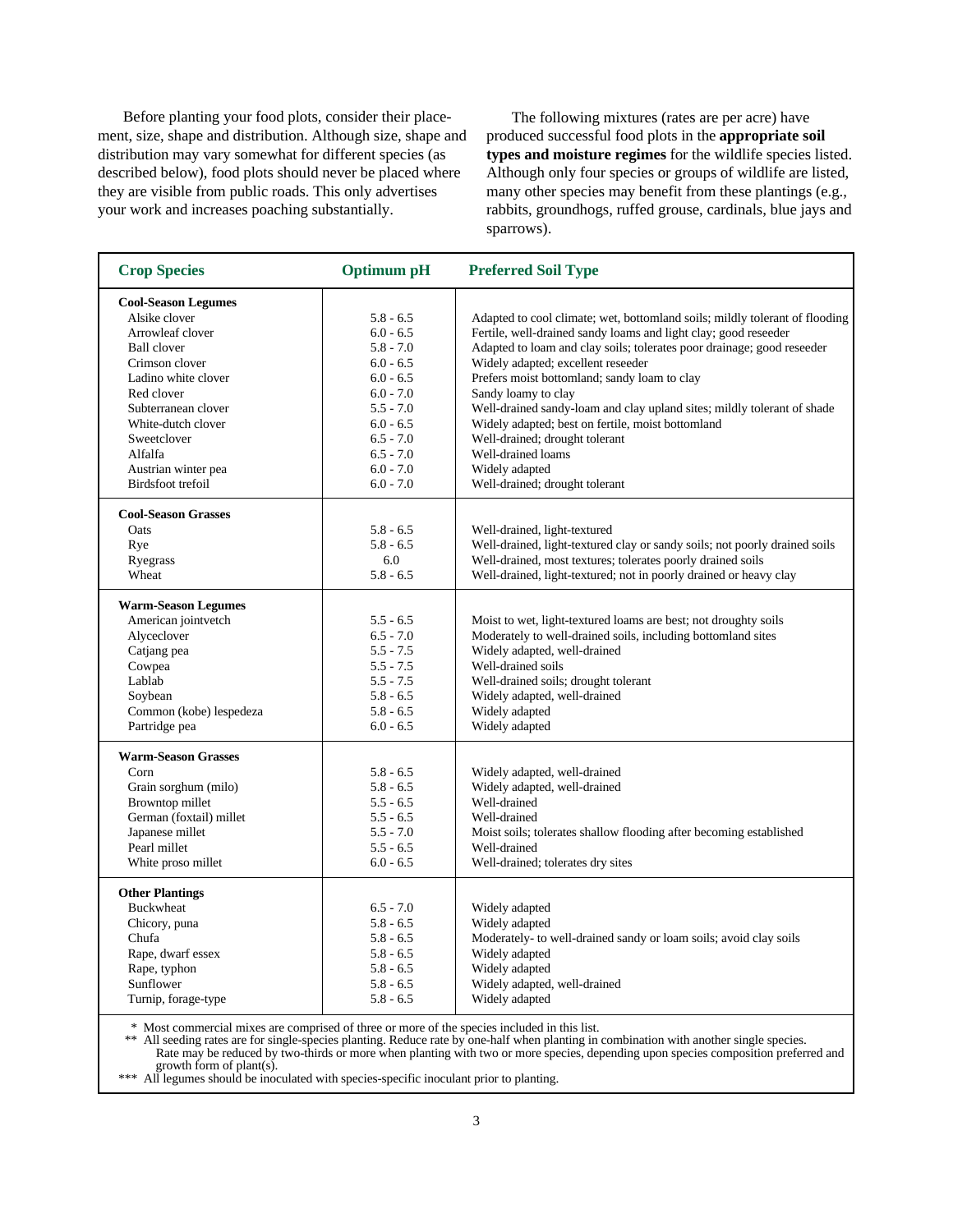Before planting your food plots, consider their placement, size, shape and distribution. Although size, shape and distribution may vary somewhat for different species (as described below), food plots should never be placed where they are visible from public roads. This only advertises your work and increases poaching substantially.

The following mixtures (rates are per acre) have produced successful food plots in the **appropriate soil types and moisture regimes** for the wildlife species listed. Although only four species or groups of wildlife are listed, many other species may benefit from these plantings (e.g., rabbits, groundhogs, ruffed grouse, cardinals, blue jays and sparrows).

| Crop Species | Optimum pH | Preferred Soil Type |
|---|---|---|
| **Cool-Season Legumes** | | |
| Alsike clover | 5.8 - 6.5 | Adapted to cool climate; wet, bottomland soils; mildly tolerant of flooding |
| Arrowleaf clover | 6.0 - 6.5 | Fertile, well-drained sandy loams and light clay; good reseeder |
| Ball clover | 5.8 - 7.0 | Adapted to loam and clay soils; tolerates poor drainage; good reseeder |
| Crimson clover | 6.0 - 6.5 | Widely adapted; excellent reseeder |
| Ladino white clover | 6.0 - 6.5 | Prefers moist bottomland; sandy loam to clay |
| Red clover | 6.0 - 7.0 | Sandy loamy to clay |
| Subterranean clover | 5.5 - 7.0 | Well-drained sandy-loam and clay upland sites; mildly tolerant of shade |
| White-dutch clover | 6.0 - 6.5 | Widely adapted; best on fertile, moist bottomland |
| Sweetclover | 6.5 - 7.0 | Well-drained; drought tolerant |
| Alfalfa | 6.5 - 7.0 | Well-drained loams |
| Austrian winter pea | 6.0 - 7.0 | Widely adapted |
| Birdsfoot trefoil | 6.0 - 7.0 | Well-drained; drought tolerant |
| **Cool-Season Grasses** | | |
| Oats | 5.8 - 6.5 | Well-drained, light-textured |
| Rye | 5.8 - 6.5 | Well-drained, light-textured clay or sandy soils; not poorly drained soils |
| Ryegrass | 6.0 | Well-drained, most textures; tolerates poorly drained soils |
| Wheat | 5.8 - 6.5 | Well-drained, light-textured; not in poorly drained or heavy clay |
| **Warm-Season Legumes** | | |
| American jointvetch | 5.5 - 6.5 | Moist to wet, light-textured loams are best; not droughty soils |
| Alyceclover | 6.5 - 7.0 | Moderately to well-drained soils, including bottomland sites |
| Catjang pea | 5.5 - 7.5 | Widely adapted, well-drained |
| Cowpea | 5.5 - 7.5 | Well-drained soils |
| Lablab | 5.5 - 7.5 | Well-drained soils; drought tolerant |
| Soybean | 5.8 - 6.5 | Widely adapted, well-drained |
| Common (kobe) lespedeza | 5.8 - 6.5 | Widely adapted |
| Partridge pea | 6.0 - 6.5 | Widely adapted |
| **Warm-Season Grasses** | | |
| Corn | 5.8 - 6.5 | Widely adapted, well-drained |
| Grain sorghum (milo) | 5.8 - 6.5 | Widely adapted, well-drained |
| Browntop millet | 5.5 - 6.5 | Well-drained |
| German (foxtail) millet | 5.5 - 6.5 | Well-drained |
| Japanese millet | 5.5 - 7.0 | Moist soils; tolerates shallow flooding after becoming established |
| Pearl millet | 5.5 - 6.5 | Well-drained |
| White proso millet | 6.0 - 6.5 | Well-drained; tolerates dry sites |
| **Other Plantings** | | |
| Buckwheat | 6.5 - 7.0 | Widely adapted |
| Chicory, puna | 5.8 - 6.5 | Widely adapted |
| Chufa | 5.8 - 6.5 | Moderately- to well-drained sandy or loam soils; avoid clay soils |
| Rape, dwarf essex | 5.8 - 6.5 | Widely adapted |
| Rape, typhon | 5.8 - 6.5 | Widely adapted |
| Sunflower | 5.8 - 6.5 | Widely adapted, well-drained |
| Turnip, forage-type | 5.8 - 6.5 | Widely adapted |

\* Most commercial mixes are comprised of three or more of the species included in this list.

\** All seeding rates are for single-species planting. Reduce rate by one-half when planting in combination with another single species. Rate may be reduced by two-thirds or more when planting with two or more species, depending upon species composition preferred and growth form of plant(s).

\*** All legumes should be inoculated with species-specific inoculant prior to planting.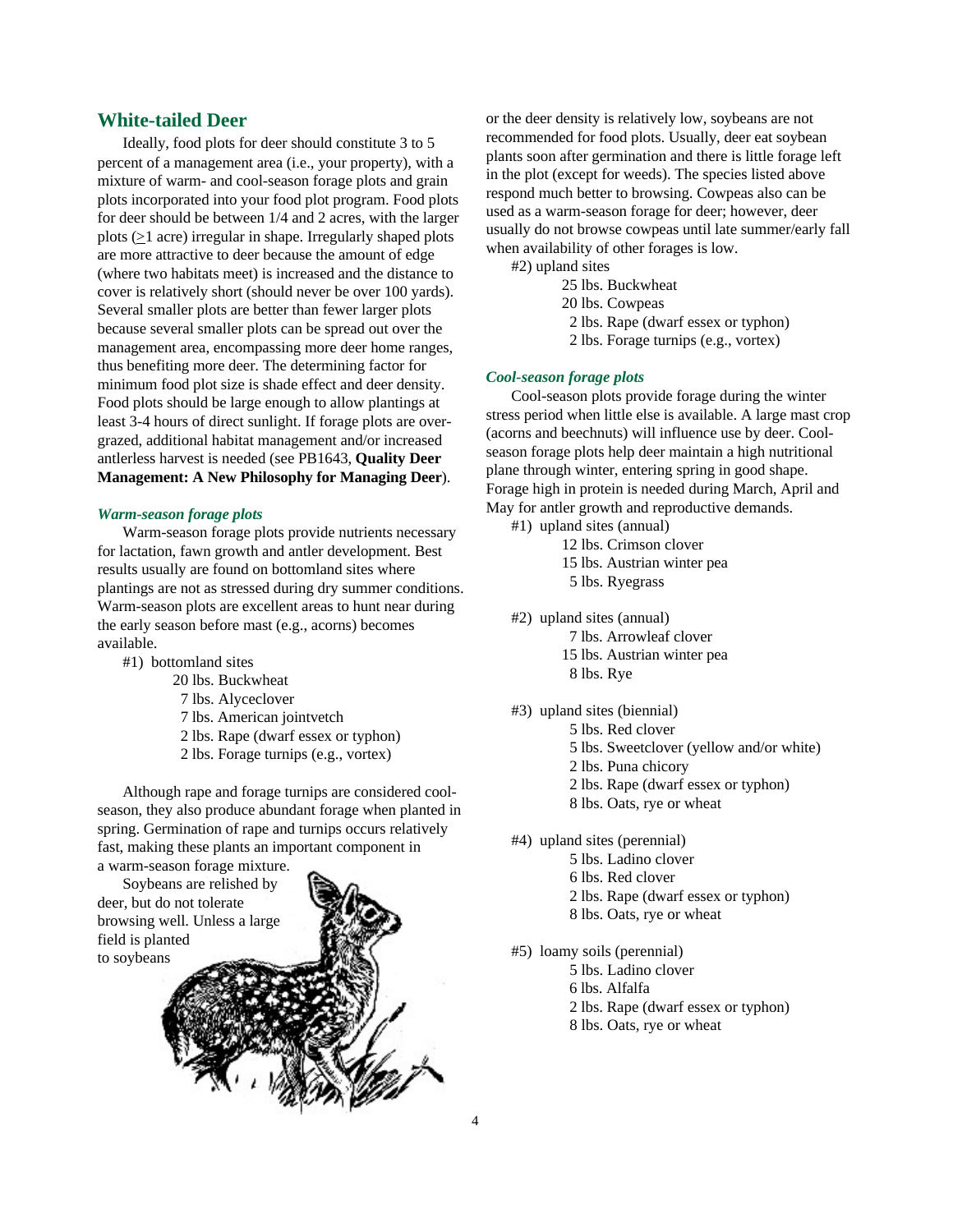## White-tailed Deer

Ideally, food plots for deer should constitute 3 to 5 percent of a management area (i.e., your property), with a mixture of warm- and cool-season forage plots and grain plots incorporated into your food plot program. Food plots for deer should be between 1/4 and 2 acres, with the larger plots (≥1 acre) irregular in shape. Irregularly shaped plots are more attractive to deer because the amount of edge (where two habitats meet) is increased and the distance to cover is relatively short (should never be over 100 yards). Several smaller plots are better than fewer larger plots because several smaller plots can be spread out over the management area, encompassing more deer home ranges, thus benefiting more deer. The determining factor for minimum food plot size is shade effect and deer density. Food plots should be large enough to allow plantings at least 3-4 hours of direct sunlight. If forage plots are over-grazed, additional habitat management and/or increased antlerless harvest is needed (see PB1643, **Quality Deer Management: A New Philosophy for Managing Deer**).

### *Warm-season forage plots*

Warm-season forage plots provide nutrients necessary for lactation, fawn growth and antler development. Best results usually are found on bottomland sites where plantings are not as stressed during dry summer conditions. Warm-season plots are excellent areas to hunt near during the early season before mast (e.g., acorns) becomes available.

#1) bottomland sites

- 20 lbs. Buckwheat
- 7 lbs. Alyceclover
- 7 lbs. American jointvetch
- 2 lbs. Rape (dwarf essex or typhon)
- 2 lbs. Forage turnips (e.g., vortex)

Although rape and forage turnips are considered cool-season, they also produce abundant forage when planted in spring. Germination of rape and turnips occurs relatively fast, making these plants an important component in a warm-season forage mixture.

Soybeans are relished by deer, but do not tolerate browsing well. Unless a large field is planted to soybeans or the deer density is relatively low, soybeans are not recommended for food plots. Usually, deer eat soybean plants soon after germination and there is little forage left in the plot (except for weeds). The species listed above respond much better to browsing. Cowpeas also can be used as a warm-season forage for deer; however, deer usually do not browse cowpeas until late summer/early fall when availability of other forages is low.

#2) upland sites

- 25 lbs. Buckwheat
- 20 lbs. Cowpeas
- 2 lbs. Rape (dwarf essex or typhon)
- 2 lbs. Forage turnips (e.g., vortex)

### *Cool-season forage plots*

Cool-season plots provide forage during the winter stress period when little else is available. A large mast crop (acorns and beechnuts) will influence use by deer. Cool-season forage plots help deer maintain a high nutritional plane through winter, entering spring in good shape. Forage high in protein is needed during March, April and May for antler growth and reproductive demands.

#1) upland sites (annual)

- 12 lbs. Crimson clover
- 15 lbs. Austrian winter pea
- 5 lbs. Ryegrass

#2) upland sites (annual)

- 7 lbs. Arrowleaf clover
- 15 lbs. Austrian winter pea
- 8 lbs. Rye

#3) upland sites (biennial)

- 5 lbs. Red clover
- 5 lbs. Sweetclover (yellow and/or white)
- 2 lbs. Puna chicory
- 2 lbs. Rape (dwarf essex or typhon)
- 8 lbs. Oats, rye or wheat

#4) upland sites (perennial)

- 5 lbs. Ladino clover
- 6 lbs. Red clover
- 2 lbs. Rape (dwarf essex or typhon)
- 8 lbs. Oats, rye or wheat

#5) loamy soils (perennial)

- 5 lbs. Ladino clover
- 6 lbs. Alfalfa
- 2 lbs. Rape (dwarf essex or typhon)
- 8 lbs. Oats, rye or wheat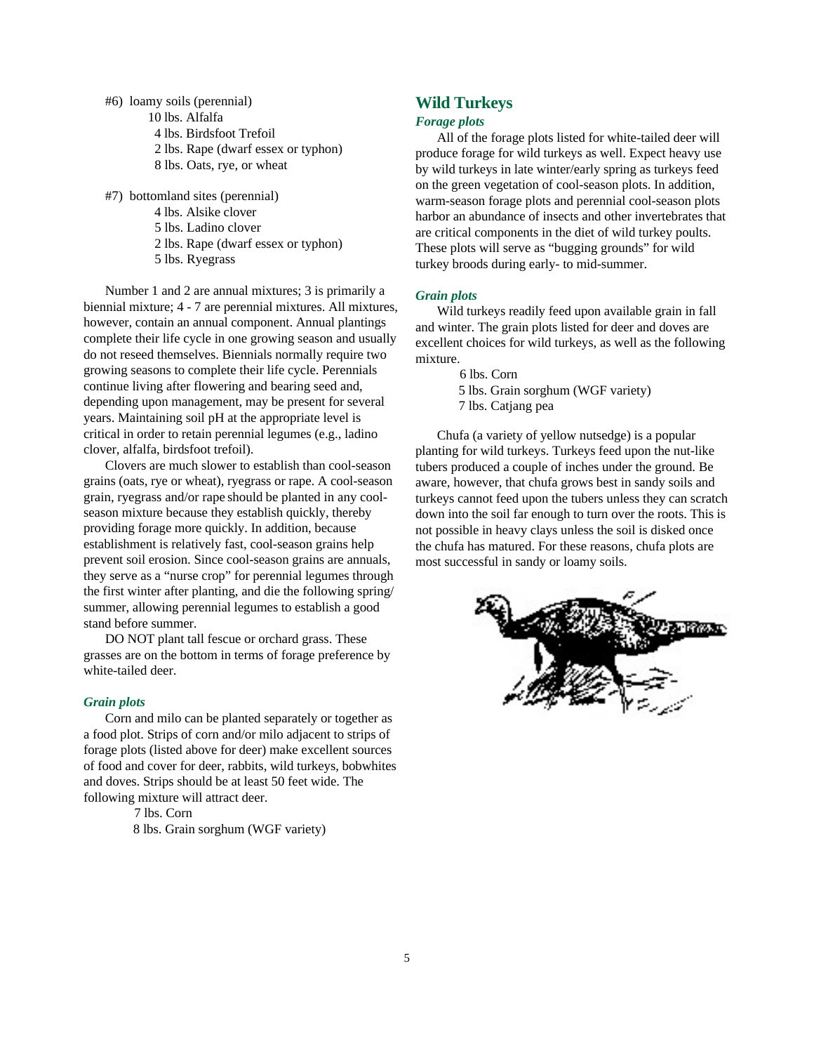#6) loamy soils (perennial)

- 10 lbs. Alfalfa
- 4 lbs. Birdsfoot Trefoil
- 2 lbs. Rape (dwarf essex or typhon)
- 8 lbs. Oats, rye, or wheat

#7) bottomland sites (perennial)

- 4 lbs. Alsike clover
- 5 lbs. Ladino clover
- 2 lbs. Rape (dwarf essex or typhon)
- 5 lbs. Ryegrass

Number 1 and 2 are annual mixtures; 3 is primarily a biennial mixture; 4 - 7 are perennial mixtures. All mixtures, however, contain an annual component. Annual plantings complete their life cycle in one growing season and usually do not reseed themselves. Biennials normally require two growing seasons to complete their life cycle. Perennials continue living after flowering and bearing seed and, depending upon management, may be present for several years. Maintaining soil pH at the appropriate level is critical in order to retain perennial legumes (e.g., ladino clover, alfalfa, birdsfoot trefoil).

Clovers are much slower to establish than cool-season grains (oats, rye or wheat), ryegrass or rape. A cool-season grain, ryegrass and/or rape should be planted in any cool-season mixture because they establish quickly, thereby providing forage more quickly. In addition, because establishment is relatively fast, cool-season grains help prevent soil erosion. Since cool-season grains are annuals, they serve as a "nurse crop" for perennial legumes through the first winter after planting, and die the following spring/summer, allowing perennial legumes to establish a good stand before summer.

DO NOT plant tall fescue or orchard grass. These grasses are on the bottom in terms of forage preference by white-tailed deer.

### *Grain plots*

Corn and milo can be planted separately or together as a food plot. Strips of corn and/or milo adjacent to strips of forage plots (listed above for deer) make excellent sources of food and cover for deer, rabbits, wild turkeys, bobwhites and doves. Strips should be at least 50 feet wide. The following mixture will attract deer.

- 7 lbs. Corn
- 8 lbs. Grain sorghum (WGF variety)

## Wild Turkeys

### *Forage plots*

All of the forage plots listed for white-tailed deer will produce forage for wild turkeys as well. Expect heavy use by wild turkeys in late winter/early spring as turkeys feed on the green vegetation of cool-season plots. In addition, warm-season forage plots and perennial cool-season plots harbor an abundance of insects and other invertebrates that are critical components in the diet of wild turkey poults. These plots will serve as "bugging grounds" for wild turkey broods during early- to mid-summer.

### *Grain plots*

Wild turkeys readily feed upon available grain in fall and winter. The grain plots listed for deer and doves are excellent choices for wild turkeys, as well as the following mixture.

- 6 lbs. Corn
- 5 lbs. Grain sorghum (WGF variety)
- 7 lbs. Catjang pea

Chufa (a variety of yellow nutsedge) is a popular planting for wild turkeys. Turkeys feed upon the nut-like tubers produced a couple of inches under the ground. Be aware, however, that chufa grows best in sandy soils and turkeys cannot feed upon the tubers unless they can scratch down into the soil far enough to turn over the roots. This is not possible in heavy clays unless the soil is disked once the chufa has matured. For these reasons, chufa plots are most successful in sandy or loamy soils.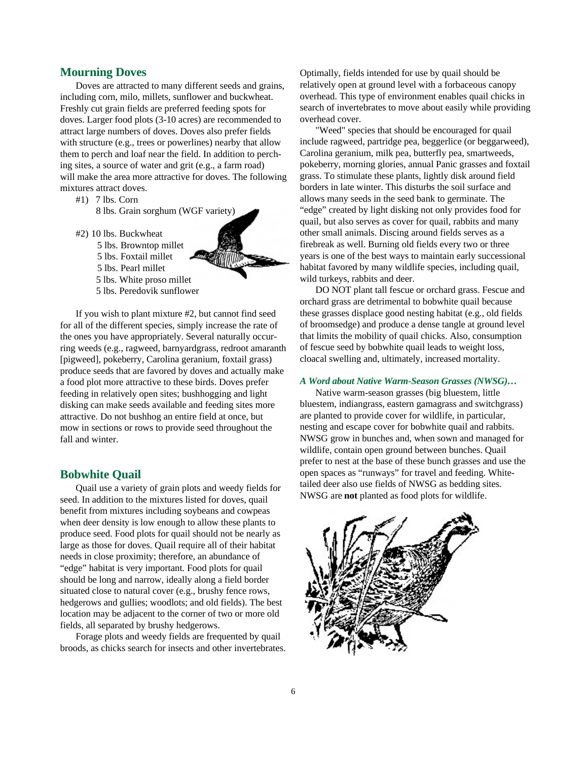## Mourning Doves

Doves are attracted to many different seeds and grains, including corn, milo, millets, sunflower and buckwheat. Freshly cut grain fields are preferred feeding spots for doves. Larger food plots (3-10 acres) are recommended to attract large numbers of doves. Doves also prefer fields with structure (e.g., trees or powerlines) nearby that allow them to perch and loaf near the field. In addition to perching sites, a source of water and grit (e.g., a farm road) will make the area more attractive for doves. The following mixtures attract doves.

#1) 7 lbs. Corn
8 lbs. Grain sorghum (WGF variety)

#2) 10 lbs. Buckwheat
5 lbs. Browntop millet
5 lbs. Foxtail millet
5 lbs. Pearl millet
5 lbs. White proso millet
5 lbs. Peredovik sunflower

If you wish to plant mixture #2, but cannot find seed for all of the different species, simply increase the rate of the ones you have appropriately. Several naturally occurring weeds (e.g., ragweed, barnyardgrass, redroot amaranth [pigweed], pokeberry, Carolina geranium, foxtail grass) produce seeds that are favored by doves and actually make a food plot more attractive to these birds. Doves prefer feeding in relatively open sites; bushhogging and light disking can make seeds available and feeding sites more attractive. Do not bushhog an entire field at once, but mow in sections or rows to provide seed throughout the fall and winter.

## Bobwhite Quail

Quail use a variety of grain plots and weedy fields for seed. In addition to the mixtures listed for doves, quail benefit from mixtures including soybeans and cowpeas when deer density is low enough to allow these plants to produce seed. Food plots for quail should not be nearly as large as those for doves. Quail require all of their habitat needs in close proximity; therefore, an abundance of "edge" habitat is very important. Food plots for quail should be long and narrow, ideally along a field border situated close to natural cover (e.g., brushy fence rows, hedgerows and gullies; woodlots; and old fields). The best location may be adjacent to the corner of two or more old fields, all separated by brushy hedgerows.

Forage plots and weedy fields are frequented by quail broods, as chicks search for insects and other invertebrates. Optimally, fields intended for use by quail should be relatively open at ground level with a forbaceous canopy overhead. This type of environment enables quail chicks in search of invertebrates to move about easily while providing overhead cover.

"Weed" species that should be encouraged for quail include ragweed, partridge pea, beggerlice (or beggarweed), Carolina geranium, milk pea, butterfly pea, smartweeds, pokeberry, morning glories, annual Panic grasses and foxtail grass. To stimulate these plants, lightly disk around field borders in late winter. This disturbs the soil surface and allows many seeds in the seed bank to germinate. The "edge" created by light disking not only provides food for quail, but also serves as cover for quail, rabbits and many other small animals. Discing around fields serves as a firebreak as well. Burning old fields every two or three years is one of the best ways to maintain early successional habitat favored by many wildlife species, including quail, wild turkeys, rabbits and deer.

DO NOT plant tall fescue or orchard grass. Fescue and orchard grass are detrimental to bobwhite quail because these grasses displace good nesting habitat (e.g., old fields of broomsedge) and produce a dense tangle at ground level that limits the mobility of quail chicks. Also, consumption of fescue seed by bobwhite quail leads to weight loss, cloacal swelling and, ultimately, increased mortality.

### *A Word about Native Warm-Season Grasses (NWSG)…*

Native warm-season grasses (big bluestem, little bluestem, indiangrass, eastern gamagrass and switchgrass) are planted to provide cover for wildlife, in particular, nesting and escape cover for bobwhite quail and rabbits. NWSG grow in bunches and, when sown and managed for wildlife, contain open ground between bunches. Quail prefer to nest at the base of these bunch grasses and use the open spaces as "runways" for travel and feeding. White-tailed deer also use fields of NWSG as bedding sites. NWSG are **not** planted as food plots for wildlife.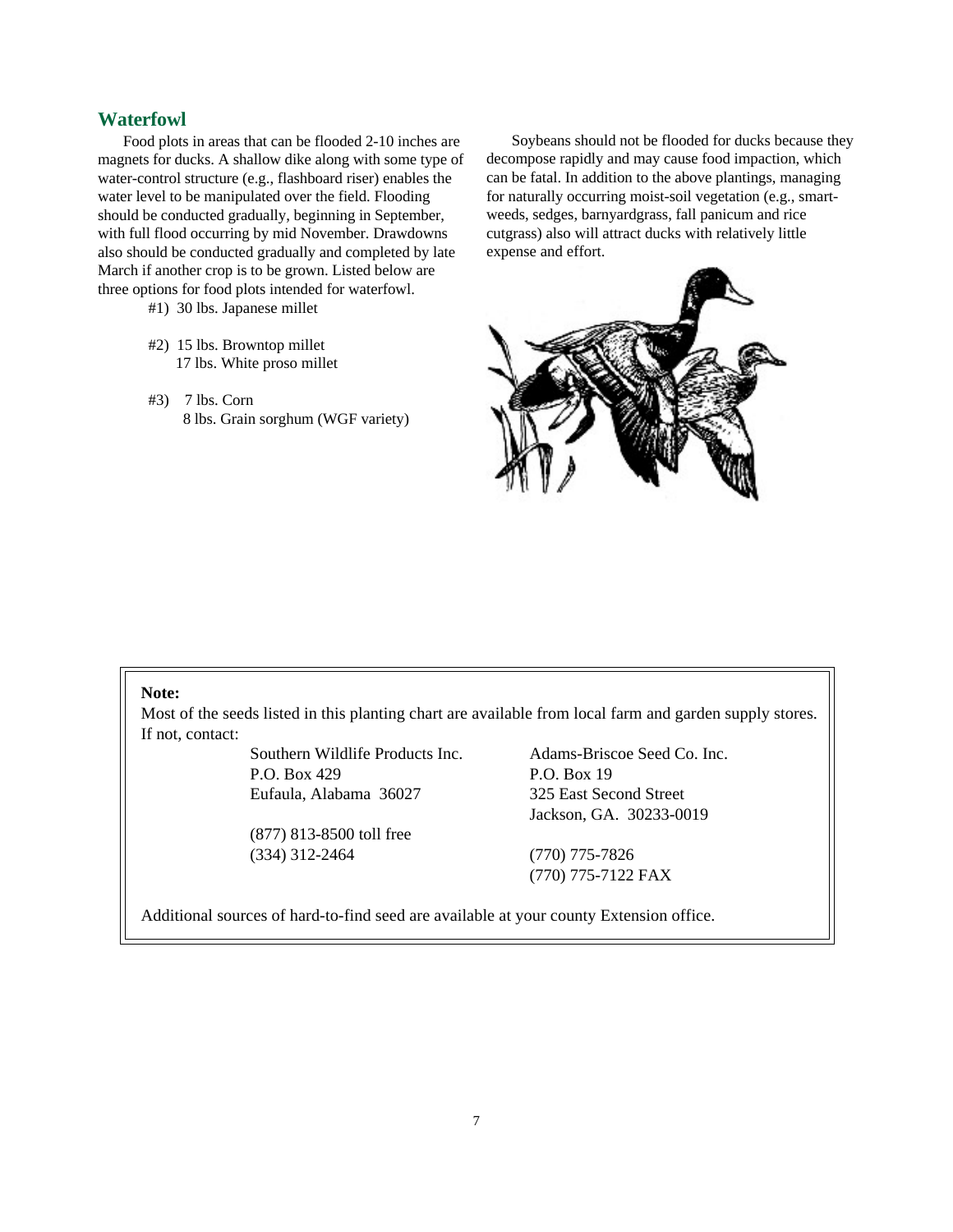## Waterfowl

Food plots in areas that can be flooded 2-10 inches are magnets for ducks. A shallow dike along with some type of water-control structure (e.g., flashboard riser) enables the water level to be manipulated over the field. Flooding should be conducted gradually, beginning in September, with full flood occurring by mid November. Drawdowns also should be conducted gradually and completed by late March if another crop is to be grown. Listed below are three options for food plots intended for waterfowl.

#1) 30 lbs. Japanese millet

#2) 15 lbs. Browntop millet
17 lbs. White proso millet

#3) 7 lbs. Corn
8 lbs. Grain sorghum (WGF variety)

Soybeans should not be flooded for ducks because they decompose rapidly and may cause food impaction, which can be fatal. In addition to the above plantings, managing for naturally occurring moist-soil vegetation (e.g., smartweeds, sedges, barnyardgrass, fall panicum and rice cutgrass) also will attract ducks with relatively little expense and effort.

**Note:**
Most of the seeds listed in this planting chart are available from local farm and garden supply stores. If not, contact:

Southern Wildlife Products Inc.
P.O. Box 429
Eufaula, Alabama 36027

(877) 813-8500 toll free
(334) 312-2464

Adams-Briscoe Seed Co. Inc.
P.O. Box 19
325 East Second Street
Jackson, GA. 30233-0019

(770) 775-7826
(770) 775-7122 FAX

Additional sources of hard-to-find seed are available at your county Extension office.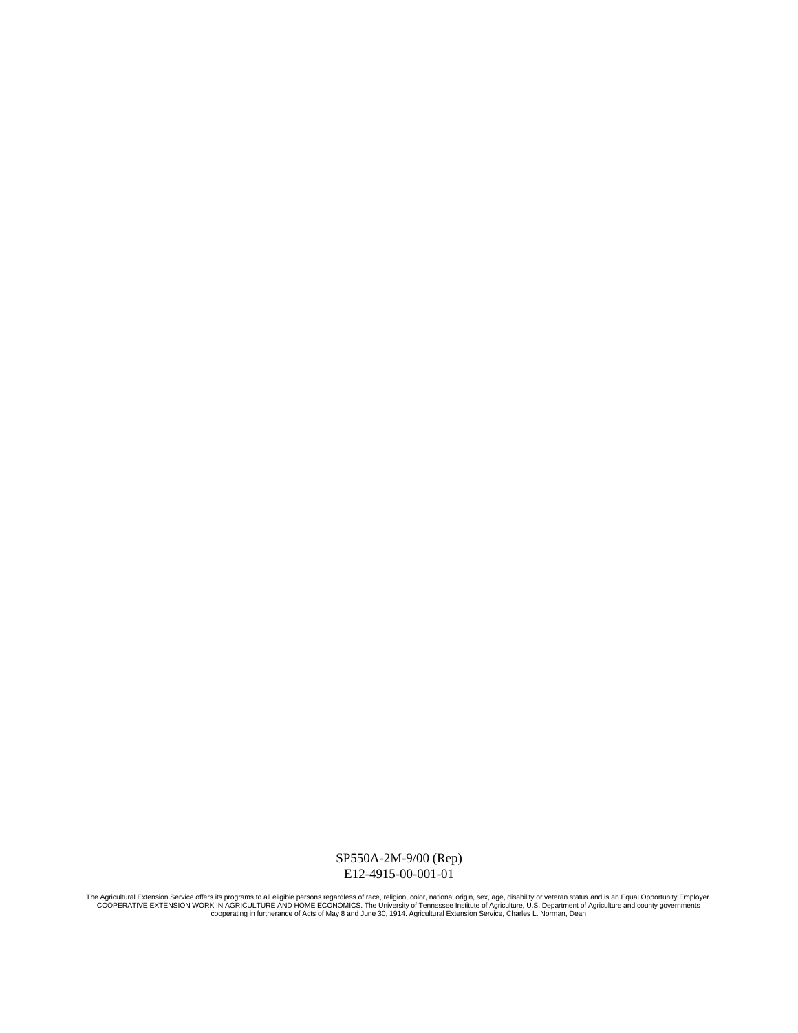SP550A-2M-9/00 (Rep)
E12-4915-00-001-01

The Agricultural Extension Service offers its programs to all eligible persons regardless of race, religion, color, national origin, sex, age, disability or veteran status and is an Equal Opportunity Employer. COOPERATIVE EXTENSION WORK IN AGRICULTURE AND HOME ECONOMICS. The University of Tennessee Institute of Agriculture, U.S. Department of Agriculture and county governments cooperating in furtherance of Acts of May 8 and June 30, 1914. Agricultural Extension Service, Charles L. Norman, Dean